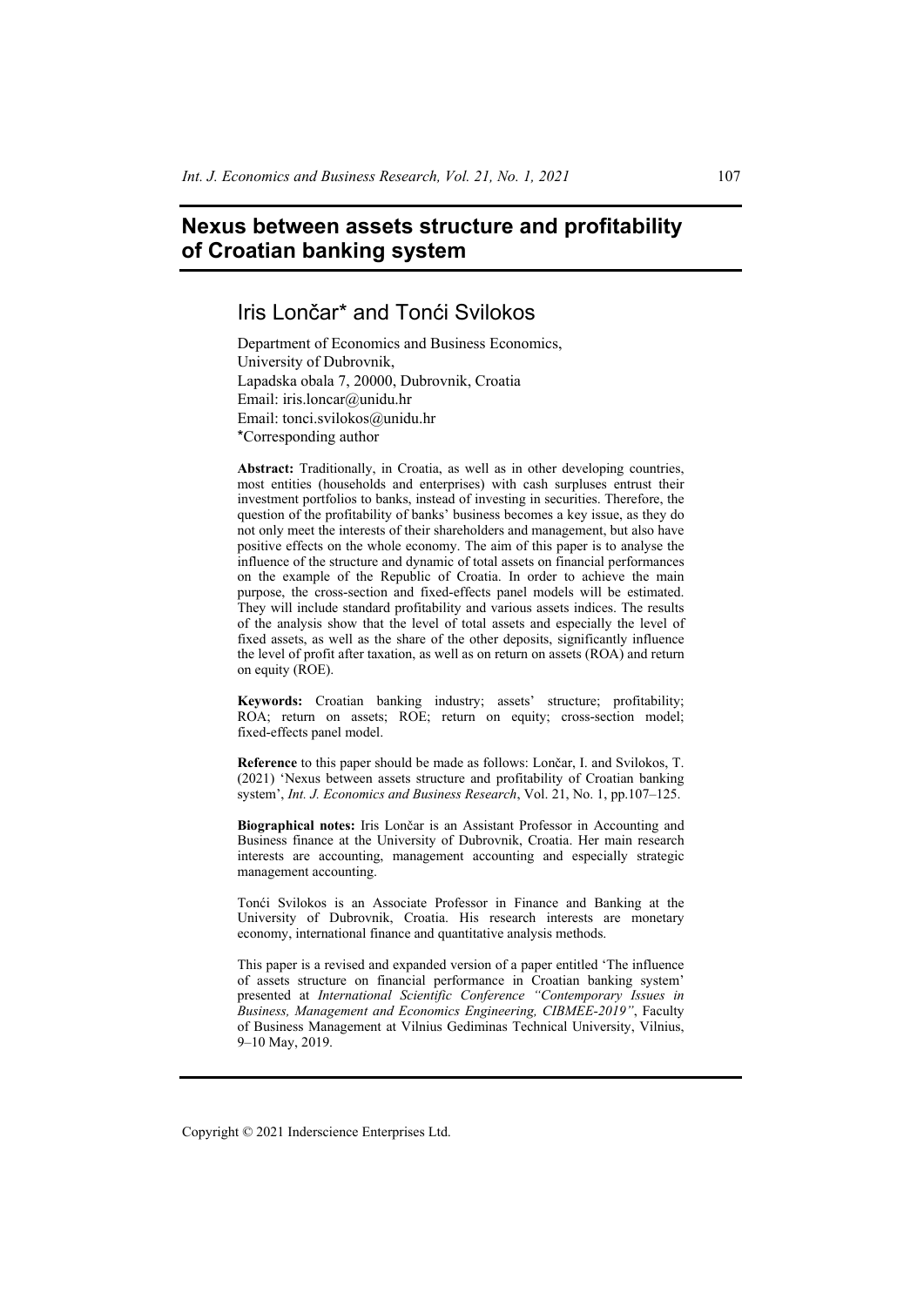# Nexus between assets structure and profitability of Croatian banking system

## Iris Lončar* and Tonći Svilokos

Department of Economics and Business Economics,
University of Dubrovnik,
Lapadska obala 7, 20000, Dubrovnik, Croatia
Email: iris.loncar@unidu.hr
Email: tonci.svilokos@unidu.hr
*Corresponding author

**Abstract:** Traditionally, in Croatia, as well as in other developing countries, most entities (households and enterprises) with cash surpluses entrust their investment portfolios to banks, instead of investing in securities. Therefore, the question of the profitability of banks' business becomes a key issue, as they do not only meet the interests of their shareholders and management, but also have positive effects on the whole economy. The aim of this paper is to analyse the influence of the structure and dynamic of total assets on financial performances on the example of the Republic of Croatia. In order to achieve the main purpose, the cross-section and fixed-effects panel models will be estimated. They will include standard profitability and various assets indices. The results of the analysis show that the level of total assets and especially the level of fixed assets, as well as the share of the other deposits, significantly influence the level of profit after taxation, as well as on return on assets (ROA) and return on equity (ROE).

**Keywords:** Croatian banking industry; assets' structure; profitability; ROA; return on assets; ROE; return on equity; cross-section model; fixed-effects panel model.

**Reference** to this paper should be made as follows: Lončar, I. and Svilokos, T. (2021) 'Nexus between assets structure and profitability of Croatian banking system', *Int. J. Economics and Business Research*, Vol. 21, No. 1, pp.107–125.

**Biographical notes:** Iris Lončar is an Assistant Professor in Accounting and Business finance at the University of Dubrovnik, Croatia. Her main research interests are accounting, management accounting and especially strategic management accounting.

Tonći Svilokos is an Associate Professor in Finance and Banking at the University of Dubrovnik, Croatia. His research interests are monetary economy, international finance and quantitative analysis methods.

This paper is a revised and expanded version of a paper entitled 'The influence of assets structure on financial performance in Croatian banking system' presented at *International Scientific Conference "Contemporary Issues in Business, Management and Economics Engineering, CIBMEE-2019"*, Faculty of Business Management at Vilnius Gediminas Technical University, Vilnius, 9–10 May, 2019.

Copyright © 2021 Inderscience Enterprises Ltd.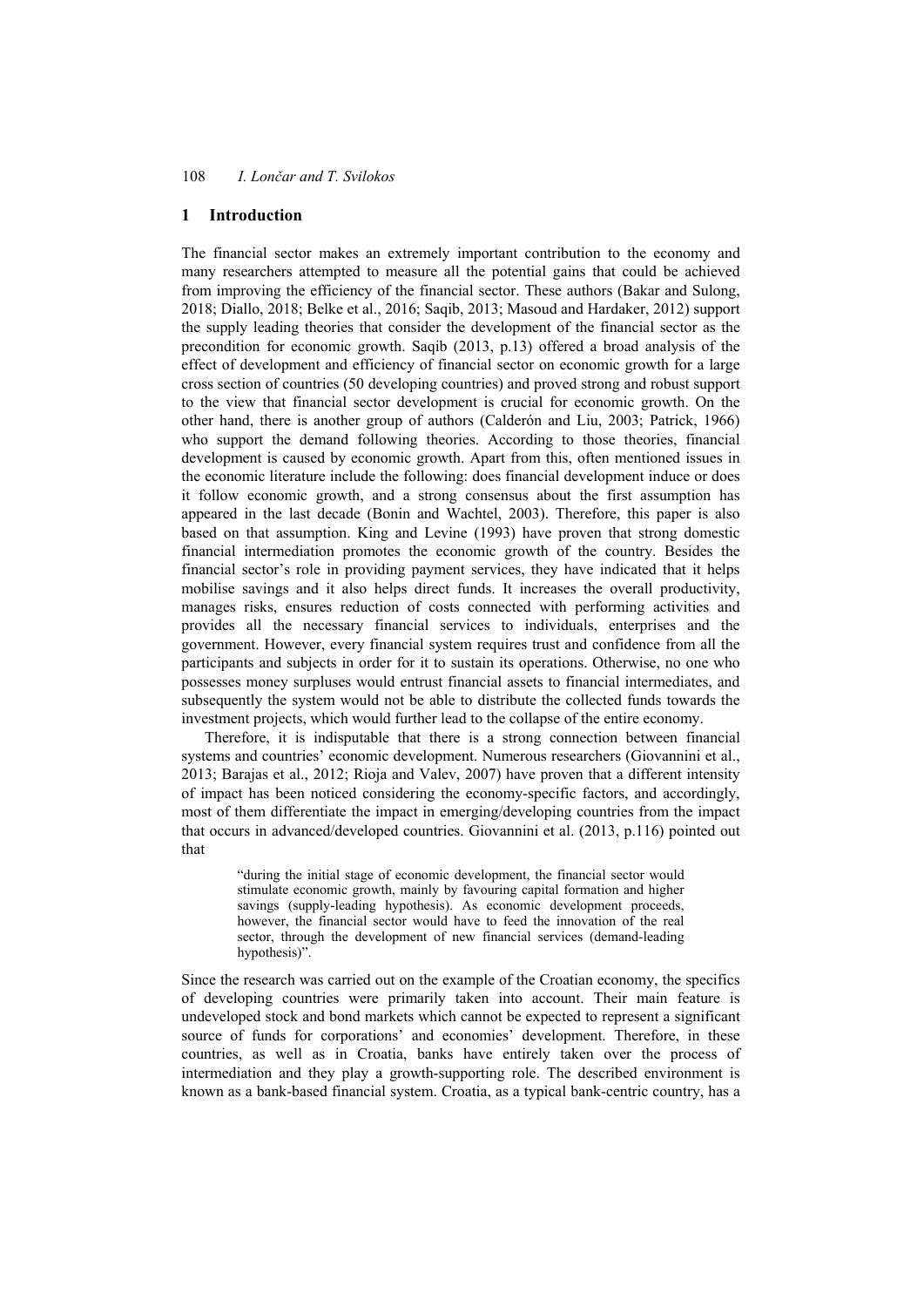## 1 Introduction

The financial sector makes an extremely important contribution to the economy and many researchers attempted to measure all the potential gains that could be achieved from improving the efficiency of the financial sector. These authors (Bakar and Sulong, 2018; Diallo, 2018; Belke et al., 2016; Saqib, 2013; Masoud and Hardaker, 2012) support the supply leading theories that consider the development of the financial sector as the precondition for economic growth. Saqib (2013, p.13) offered a broad analysis of the effect of development and efficiency of financial sector on economic growth for a large cross section of countries (50 developing countries) and proved strong and robust support to the view that financial sector development is crucial for economic growth. On the other hand, there is another group of authors (Calderón and Liu, 2003; Patrick, 1966) who support the demand following theories. According to those theories, financial development is caused by economic growth. Apart from this, often mentioned issues in the economic literature include the following: does financial development induce or does it follow economic growth, and a strong consensus about the first assumption has appeared in the last decade (Bonin and Wachtel, 2003). Therefore, this paper is also based on that assumption. King and Levine (1993) have proven that strong domestic financial intermediation promotes the economic growth of the country. Besides the financial sector's role in providing payment services, they have indicated that it helps mobilise savings and it also helps direct funds. It increases the overall productivity, manages risks, ensures reduction of costs connected with performing activities and provides all the necessary financial services to individuals, enterprises and the government. However, every financial system requires trust and confidence from all the participants and subjects in order for it to sustain its operations. Otherwise, no one who possesses money surpluses would entrust financial assets to financial intermediates, and subsequently the system would not be able to distribute the collected funds towards the investment projects, which would further lead to the collapse of the entire economy.

Therefore, it is indisputable that there is a strong connection between financial systems and countries' economic development. Numerous researchers (Giovannini et al., 2013; Barajas et al., 2012; Rioja and Valev, 2007) have proven that a different intensity of impact has been noticed considering the economy-specific factors, and accordingly, most of them differentiate the impact in emerging/developing countries from the impact that occurs in advanced/developed countries. Giovannini et al. (2013, p.116) pointed out that

> "during the initial stage of economic development, the financial sector would stimulate economic growth, mainly by favouring capital formation and higher savings (supply-leading hypothesis). As economic development proceeds, however, the financial sector would have to feed the innovation of the real sector, through the development of new financial services (demand-leading hypothesis)".

Since the research was carried out on the example of the Croatian economy, the specifics of developing countries were primarily taken into account. Their main feature is undeveloped stock and bond markets which cannot be expected to represent a significant source of funds for corporations' and economies' development. Therefore, in these countries, as well as in Croatia, banks have entirely taken over the process of intermediation and they play a growth-supporting role. The described environment is known as a bank-based financial system. Croatia, as a typical bank-centric country, has a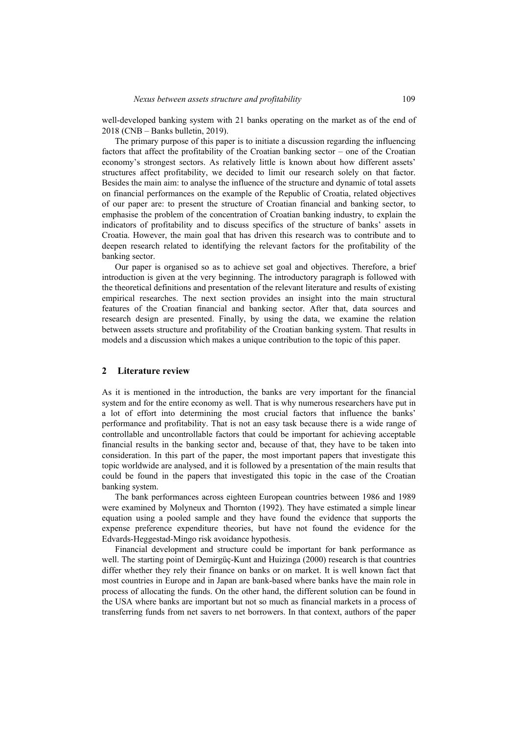well-developed banking system with 21 banks operating on the market as of the end of 2018 (CNB – Banks bulletin, 2019).

The primary purpose of this paper is to initiate a discussion regarding the influencing factors that affect the profitability of the Croatian banking sector – one of the Croatian economy's strongest sectors. As relatively little is known about how different assets' structures affect profitability, we decided to limit our research solely on that factor. Besides the main aim: to analyse the influence of the structure and dynamic of total assets on financial performances on the example of the Republic of Croatia, related objectives of our paper are: to present the structure of Croatian financial and banking sector, to emphasise the problem of the concentration of Croatian banking industry, to explain the indicators of profitability and to discuss specifics of the structure of banks' assets in Croatia. However, the main goal that has driven this research was to contribute and to deepen research related to identifying the relevant factors for the profitability of the banking sector.

Our paper is organised so as to achieve set goal and objectives. Therefore, a brief introduction is given at the very beginning. The introductory paragraph is followed with the theoretical definitions and presentation of the relevant literature and results of existing empirical researches. The next section provides an insight into the main structural features of the Croatian financial and banking sector. After that, data sources and research design are presented. Finally, by using the data, we examine the relation between assets structure and profitability of the Croatian banking system. That results in models and a discussion which makes a unique contribution to the topic of this paper.

## 2 Literature review

As it is mentioned in the introduction, the banks are very important for the financial system and for the entire economy as well. That is why numerous researchers have put in a lot of effort into determining the most crucial factors that influence the banks' performance and profitability. That is not an easy task because there is a wide range of controllable and uncontrollable factors that could be important for achieving acceptable financial results in the banking sector and, because of that, they have to be taken into consideration. In this part of the paper, the most important papers that investigate this topic worldwide are analysed, and it is followed by a presentation of the main results that could be found in the papers that investigated this topic in the case of the Croatian banking system.

The bank performances across eighteen European countries between 1986 and 1989 were examined by Molyneux and Thornton (1992). They have estimated a simple linear equation using a pooled sample and they have found the evidence that supports the expense preference expenditure theories, but have not found the evidence for the Edvards-Heggestad-Mingo risk avoidance hypothesis.

Financial development and structure could be important for bank performance as well. The starting point of Demirgüç-Kunt and Huizinga (2000) research is that countries differ whether they rely their finance on banks or on market. It is well known fact that most countries in Europe and in Japan are bank-based where banks have the main role in process of allocating the funds. On the other hand, the different solution can be found in the USA where banks are important but not so much as financial markets in a process of transferring funds from net savers to net borrowers. In that context, authors of the paper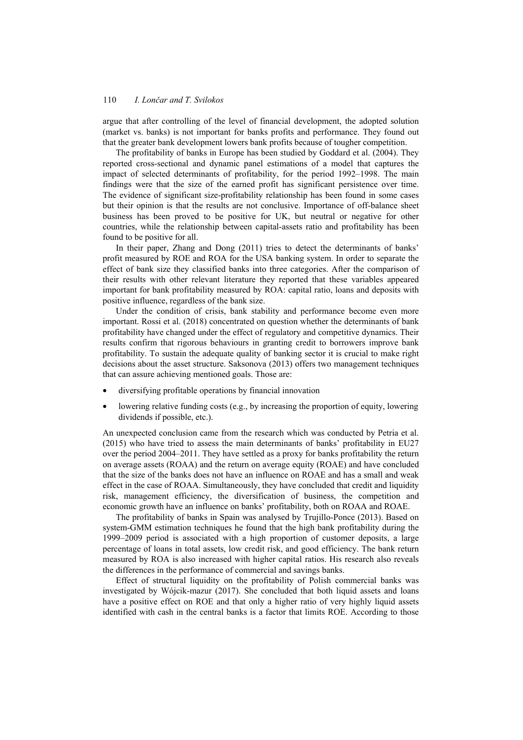argue that after controlling of the level of financial development, the adopted solution (market vs. banks) is not important for banks profits and performance. They found out that the greater bank development lowers bank profits because of tougher competition.

The profitability of banks in Europe has been studied by Goddard et al. (2004). They reported cross-sectional and dynamic panel estimations of a model that captures the impact of selected determinants of profitability, for the period 1992–1998. The main findings were that the size of the earned profit has significant persistence over time. The evidence of significant size-profitability relationship has been found in some cases but their opinion is that the results are not conclusive. Importance of off-balance sheet business has been proved to be positive for UK, but neutral or negative for other countries, while the relationship between capital-assets ratio and profitability has been found to be positive for all.

In their paper, Zhang and Dong (2011) tries to detect the determinants of banks' profit measured by ROE and ROA for the USA banking system. In order to separate the effect of bank size they classified banks into three categories. After the comparison of their results with other relevant literature they reported that these variables appeared important for bank profitability measured by ROA: capital ratio, loans and deposits with positive influence, regardless of the bank size.

Under the condition of crisis, bank stability and performance become even more important. Rossi et al. (2018) concentrated on question whether the determinants of bank profitability have changed under the effect of regulatory and competitive dynamics. Their results confirm that rigorous behaviours in granting credit to borrowers improve bank profitability. To sustain the adequate quality of banking sector it is crucial to make right decisions about the asset structure. Saksonova (2013) offers two management techniques that can assure achieving mentioned goals. Those are:

- diversifying profitable operations by financial innovation
- lowering relative funding costs (e.g., by increasing the proportion of equity, lowering dividends if possible, etc.).

An unexpected conclusion came from the research which was conducted by Petria et al. (2015) who have tried to assess the main determinants of banks' profitability in EU27 over the period 2004–2011. They have settled as a proxy for banks profitability the return on average assets (ROAA) and the return on average equity (ROAE) and have concluded that the size of the banks does not have an influence on ROAE and has a small and weak effect in the case of ROAA. Simultaneously, they have concluded that credit and liquidity risk, management efficiency, the diversification of business, the competition and economic growth have an influence on banks' profitability, both on ROAA and ROAE.

The profitability of banks in Spain was analysed by Trujillo-Ponce (2013). Based on system-GMM estimation techniques he found that the high bank profitability during the 1999–2009 period is associated with a high proportion of customer deposits, a large percentage of loans in total assets, low credit risk, and good efficiency. The bank return measured by ROA is also increased with higher capital ratios. His research also reveals the differences in the performance of commercial and savings banks.

Effect of structural liquidity on the profitability of Polish commercial banks was investigated by Wójcik-mazur (2017). She concluded that both liquid assets and loans have a positive effect on ROE and that only a higher ratio of very highly liquid assets identified with cash in the central banks is a factor that limits ROE. According to those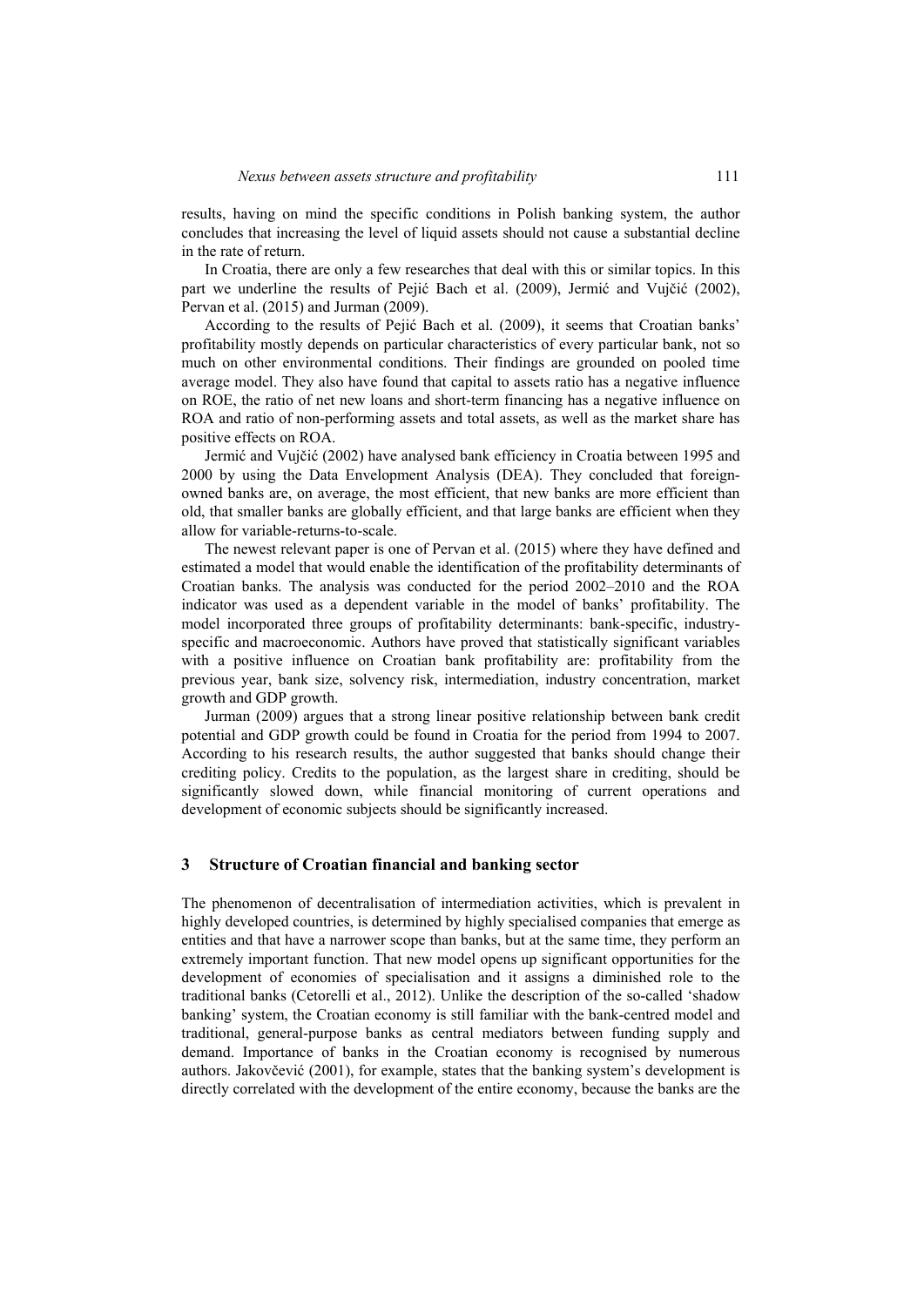results, having on mind the specific conditions in Polish banking system, the author concludes that increasing the level of liquid assets should not cause a substantial decline in the rate of return.

In Croatia, there are only a few researches that deal with this or similar topics. In this part we underline the results of Pejić Bach et al. (2009), Jermić and Vujčić (2002), Pervan et al. (2015) and Jurman (2009).

According to the results of Pejić Bach et al. (2009), it seems that Croatian banks' profitability mostly depends on particular characteristics of every particular bank, not so much on other environmental conditions. Their findings are grounded on pooled time average model. They also have found that capital to assets ratio has a negative influence on ROE, the ratio of net new loans and short-term financing has a negative influence on ROA and ratio of non-performing assets and total assets, as well as the market share has positive effects on ROA.

Jermić and Vujčić (2002) have analysed bank efficiency in Croatia between 1995 and 2000 by using the Data Envelopment Analysis (DEA). They concluded that foreign-owned banks are, on average, the most efficient, that new banks are more efficient than old, that smaller banks are globally efficient, and that large banks are efficient when they allow for variable-returns-to-scale.

The newest relevant paper is one of Pervan et al. (2015) where they have defined and estimated a model that would enable the identification of the profitability determinants of Croatian banks. The analysis was conducted for the period 2002–2010 and the ROA indicator was used as a dependent variable in the model of banks' profitability. The model incorporated three groups of profitability determinants: bank-specific, industry-specific and macroeconomic. Authors have proved that statistically significant variables with a positive influence on Croatian bank profitability are: profitability from the previous year, bank size, solvency risk, intermediation, industry concentration, market growth and GDP growth.

Jurman (2009) argues that a strong linear positive relationship between bank credit potential and GDP growth could be found in Croatia for the period from 1994 to 2007. According to his research results, the author suggested that banks should change their crediting policy. Credits to the population, as the largest share in crediting, should be significantly slowed down, while financial monitoring of current operations and development of economic subjects should be significantly increased.

## 3 Structure of Croatian financial and banking sector

The phenomenon of decentralisation of intermediation activities, which is prevalent in highly developed countries, is determined by highly specialised companies that emerge as entities and that have a narrower scope than banks, but at the same time, they perform an extremely important function. That new model opens up significant opportunities for the development of economies of specialisation and it assigns a diminished role to the traditional banks (Cetorelli et al., 2012). Unlike the description of the so-called 'shadow banking' system, the Croatian economy is still familiar with the bank-centred model and traditional, general-purpose banks as central mediators between funding supply and demand. Importance of banks in the Croatian economy is recognised by numerous authors. Jakovčević (2001), for example, states that the banking system's development is directly correlated with the development of the entire economy, because the banks are the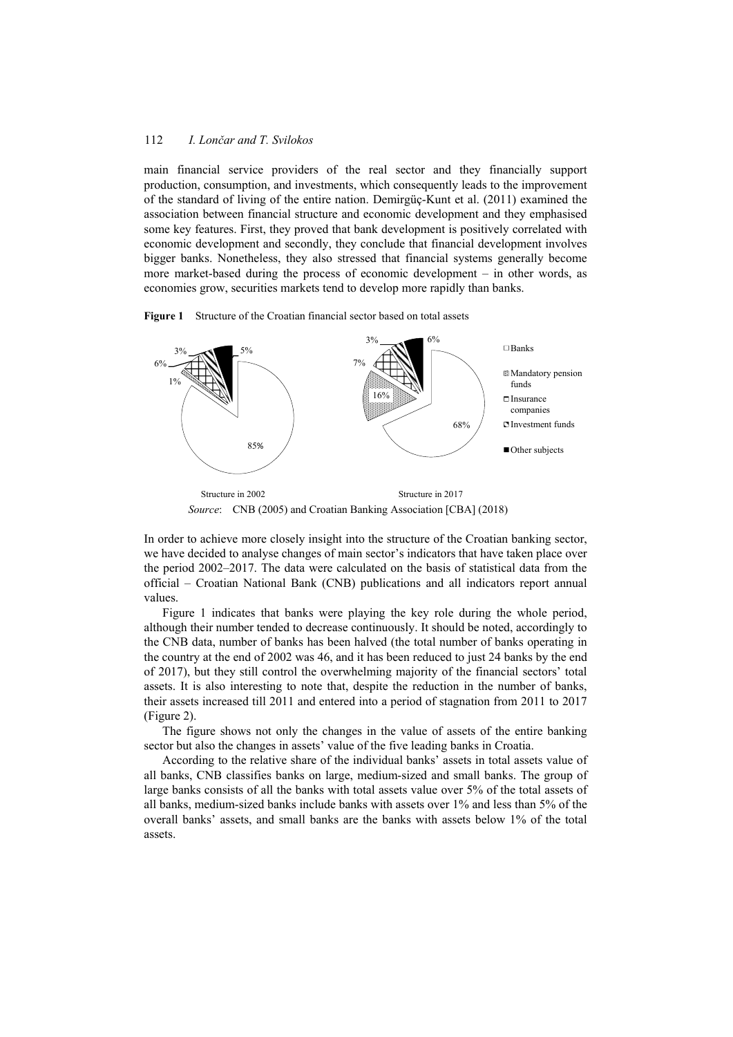main financial service providers of the real sector and they financially support production, consumption, and investments, which consequently leads to the improvement of the standard of living of the entire nation. Demirgüç-Kunt et al. (2011) examined the association between financial structure and economic development and they emphasised some key features. First, they proved that bank development is positively correlated with economic development and secondly, they conclude that financial development involves bigger banks. Nonetheless, they also stressed that financial systems generally become more market-based during the process of economic development – in other words, as economies grow, securities markets tend to develop more rapidly than banks.

**Figure 1** Structure of the Croatian financial sector based on total assets

*Source*: CNB (2005) and Croatian Banking Association [CBA] (2018)

In order to achieve more closely insight into the structure of the Croatian banking sector, we have decided to analyse changes of main sector's indicators that have taken place over the period 2002–2017. The data were calculated on the basis of statistical data from the official – Croatian National Bank (CNB) publications and all indicators report annual values.

Figure 1 indicates that banks were playing the key role during the whole period, although their number tended to decrease continuously. It should be noted, accordingly to the CNB data, number of banks has been halved (the total number of banks operating in the country at the end of 2002 was 46, and it has been reduced to just 24 banks by the end of 2017), but they still control the overwhelming majority of the financial sectors' total assets. It is also interesting to note that, despite the reduction in the number of banks, their assets increased till 2011 and entered into a period of stagnation from 2011 to 2017 (Figure 2).

The figure shows not only the changes in the value of assets of the entire banking sector but also the changes in assets' value of the five leading banks in Croatia.

According to the relative share of the individual banks' assets in total assets value of all banks, CNB classifies banks on large, medium-sized and small banks. The group of large banks consists of all the banks with total assets value over 5% of the total assets of all banks, medium-sized banks include banks with assets over 1% and less than 5% of the overall banks' assets, and small banks are the banks with assets below 1% of the total assets.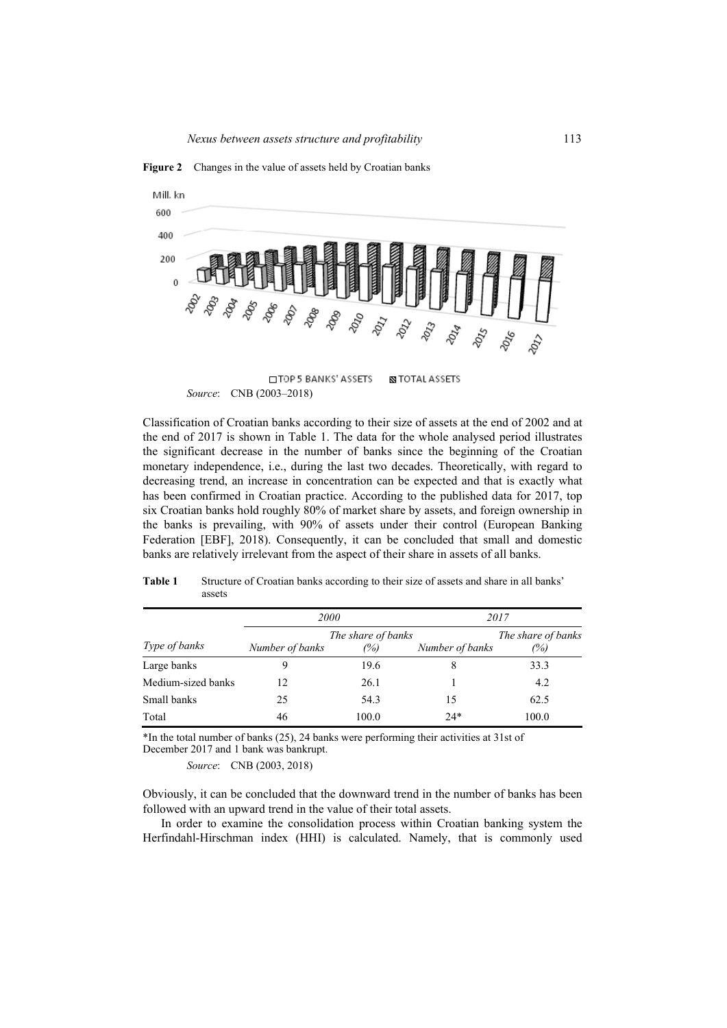**Figure 2** Changes in the value of assets held by Croatian banks

*Source*: CNB (2003–2018)

Classification of Croatian banks according to their size of assets at the end of 2002 and at the end of 2017 is shown in Table 1. The data for the whole analysed period illustrates the significant decrease in the number of banks since the beginning of the Croatian monetary independence, i.e., during the last two decades. Theoretically, with regard to decreasing trend, an increase in concentration can be expected and that is exactly what has been confirmed in Croatian practice. According to the published data for 2017, top six Croatian banks hold roughly 80% of market share by assets, and foreign ownership in the banks is prevailing, with 90% of assets under their control (European Banking Federation [EBF], 2018). Consequently, it can be concluded that small and domestic banks are relatively irrelevant from the aspect of their share in assets of all banks.

**Table 1** Structure of Croatian banks according to their size of assets and share in all banks' assets

| | *2000* | | *2017* | |
|---|---|---|---|---|
| *Type of banks* | *Number of banks* | *The share of banks (%)* | *Number of banks* | *The share of banks (%)* |
| Large banks | 9 | 19.6 | 8 | 33.3 |
| Medium-sized banks | 12 | 26.1 | 1 | 4.2 |
| Small banks | 25 | 54.3 | 15 | 62.5 |
| Total | 46 | 100.0 | 24* | 100.0 |

*In the total number of banks (25), 24 banks were performing their activities at 31st of December 2017 and 1 bank was bankrupt.

*Source*: CNB (2003, 2018)

Obviously, it can be concluded that the downward trend in the number of banks has been followed with an upward trend in the value of their total assets.

In order to examine the consolidation process within Croatian banking system the Herfindahl-Hirschman index (HHI) is calculated. Namely, that is commonly used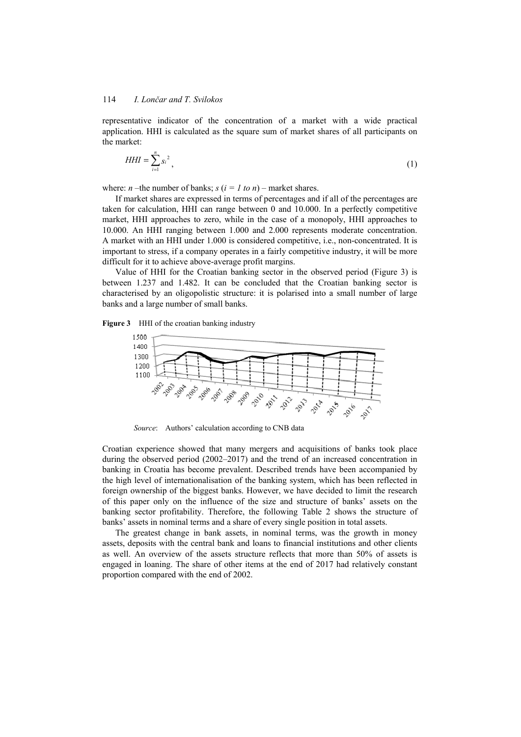representative indicator of the concentration of a market with a wide practical application. HHI is calculated as the square sum of market shares of all participants on the market:

$$HHI = \sum_{i=1}^{n} s_i^2, \tag{1}$$

where: $n$ –the number of banks; $s$ ($i = 1$ *to* $n$) – market shares.

If market shares are expressed in terms of percentages and if all of the percentages are taken for calculation, HHI can range between 0 and 10.000. In a perfectly competitive market, HHI approaches to zero, while in the case of a monopoly, HHI approaches to 10.000. An HHI ranging between 1.000 and 2.000 represents moderate concentration. A market with an HHI under 1.000 is considered competitive, i.e., non-concentrated. It is important to stress, if a company operates in a fairly competitive industry, it will be more difficult for it to achieve above-average profit margins.

Value of HHI for the Croatian banking sector in the observed period (Figure 3) is between 1.237 and 1.482. It can be concluded that the Croatian banking sector is characterised by an oligopolistic structure: it is polarised into a small number of large banks and a large number of small banks.

**Figure 3** HHI of the croatian banking industry

*Source*: Authors' calculation according to CNB data

Croatian experience showed that many mergers and acquisitions of banks took place during the observed period (2002–2017) and the trend of an increased concentration in banking in Croatia has become prevalent. Described trends have been accompanied by the high level of internationalisation of the banking system, which has been reflected in foreign ownership of the biggest banks. However, we have decided to limit the research of this paper only on the influence of the size and structure of banks' assets on the banking sector profitability. Therefore, the following Table 2 shows the structure of banks' assets in nominal terms and a share of every single position in total assets.

The greatest change in bank assets, in nominal terms, was the growth in money assets, deposits with the central bank and loans to financial institutions and other clients as well. An overview of the assets structure reflects that more than 50% of assets is engaged in loaning. The share of other items at the end of 2017 had relatively constant proportion compared with the end of 2002.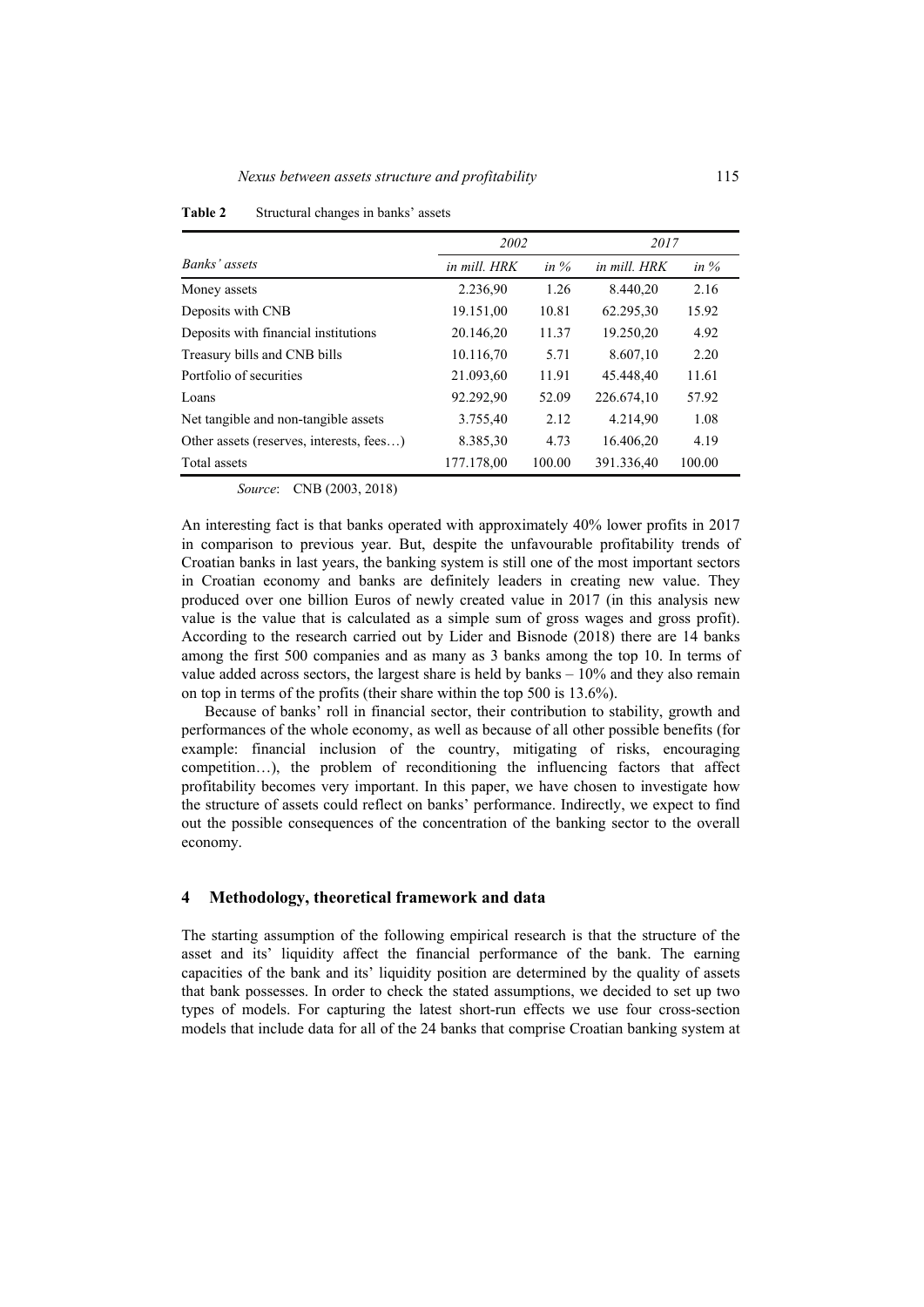**Table 2** Structural changes in banks' assets

| *Banks' assets* | *2002* | | *2017* | |
|---|---|---|---|---|
| | *in mill. HRK* | *in %* | *in mill. HRK* | *in %* |
| Money assets | 2.236,90 | 1.26 | 8.440,20 | 2.16 |
| Deposits with CNB | 19.151,00 | 10.81 | 62.295,30 | 15.92 |
| Deposits with financial institutions | 20.146,20 | 11.37 | 19.250,20 | 4.92 |
| Treasury bills and CNB bills | 10.116,70 | 5.71 | 8.607,10 | 2.20 |
| Portfolio of securities | 21.093,60 | 11.91 | 45.448,40 | 11.61 |
| Loans | 92.292,90 | 52.09 | 226.674,10 | 57.92 |
| Net tangible and non-tangible assets | 3.755,40 | 2.12 | 4.214,90 | 1.08 |
| Other assets (reserves, interests, fees…) | 8.385,30 | 4.73 | 16.406,20 | 4.19 |
| Total assets | 177.178,00 | 100.00 | 391.336,40 | 100.00 |

*Source*: CNB (2003, 2018)

An interesting fact is that banks operated with approximately 40% lower profits in 2017 in comparison to previous year. But, despite the unfavourable profitability trends of Croatian banks in last years, the banking system is still one of the most important sectors in Croatian economy and banks are definitely leaders in creating new value. They produced over one billion Euros of newly created value in 2017 (in this analysis new value is the value that is calculated as a simple sum of gross wages and gross profit). According to the research carried out by Lider and Bisnode (2018) there are 14 banks among the first 500 companies and as many as 3 banks among the top 10. In terms of value added across sectors, the largest share is held by banks – 10% and they also remain on top in terms of the profits (their share within the top 500 is 13.6%).

Because of banks' roll in financial sector, their contribution to stability, growth and performances of the whole economy, as well as because of all other possible benefits (for example: financial inclusion of the country, mitigating of risks, encouraging competition…), the problem of reconditioning the influencing factors that affect profitability becomes very important. In this paper, we have chosen to investigate how the structure of assets could reflect on banks' performance. Indirectly, we expect to find out the possible consequences of the concentration of the banking sector to the overall economy.

## 4 Methodology, theoretical framework and data

The starting assumption of the following empirical research is that the structure of the asset and its' liquidity affect the financial performance of the bank. The earning capacities of the bank and its' liquidity position are determined by the quality of assets that bank possesses. In order to check the stated assumptions, we decided to set up two types of models. For capturing the latest short-run effects we use four cross-section models that include data for all of the 24 banks that comprise Croatian banking system at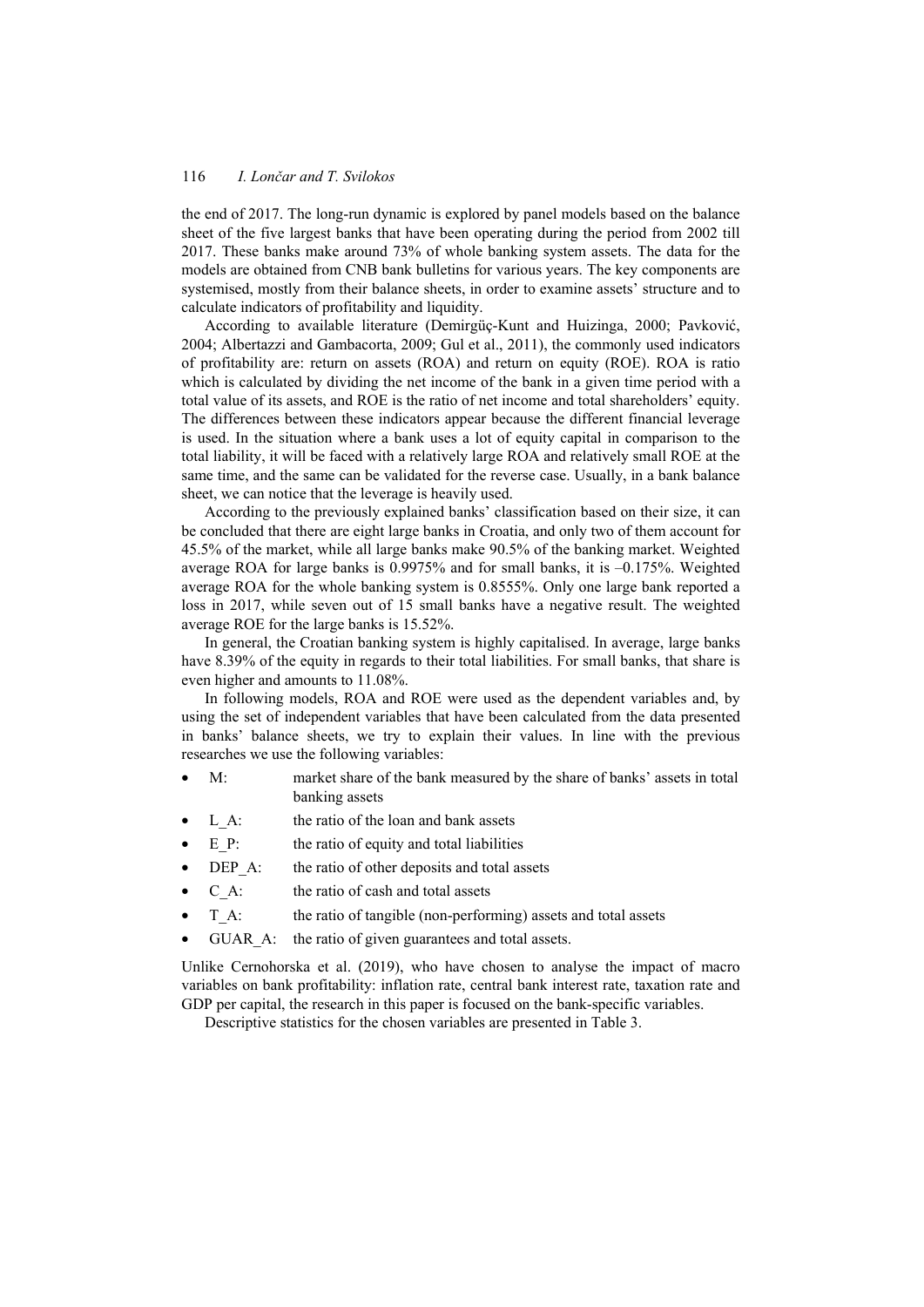the end of 2017. The long-run dynamic is explored by panel models based on the balance sheet of the five largest banks that have been operating during the period from 2002 till 2017. These banks make around 73% of whole banking system assets. The data for the models are obtained from CNB bank bulletins for various years. The key components are systemised, mostly from their balance sheets, in order to examine assets' structure and to calculate indicators of profitability and liquidity.

According to available literature (Demirgüç-Kunt and Huizinga, 2000; Pavković, 2004; Albertazzi and Gambacorta, 2009; Gul et al., 2011), the commonly used indicators of profitability are: return on assets (ROA) and return on equity (ROE). ROA is ratio which is calculated by dividing the net income of the bank in a given time period with a total value of its assets, and ROE is the ratio of net income and total shareholders' equity. The differences between these indicators appear because the different financial leverage is used. In the situation where a bank uses a lot of equity capital in comparison to the total liability, it will be faced with a relatively large ROA and relatively small ROE at the same time, and the same can be validated for the reverse case. Usually, in a bank balance sheet, we can notice that the leverage is heavily used.

According to the previously explained banks' classification based on their size, it can be concluded that there are eight large banks in Croatia, and only two of them account for 45.5% of the market, while all large banks make 90.5% of the banking market. Weighted average ROA for large banks is 0.9975% and for small banks, it is –0.175%. Weighted average ROA for the whole banking system is 0.8555%. Only one large bank reported a loss in 2017, while seven out of 15 small banks have a negative result. The weighted average ROE for the large banks is 15.52%.

In general, the Croatian banking system is highly capitalised. In average, large banks have 8.39% of the equity in regards to their total liabilities. For small banks, that share is even higher and amounts to 11.08%.

In following models, ROA and ROE were used as the dependent variables and, by using the set of independent variables that have been calculated from the data presented in banks' balance sheets, we try to explain their values. In line with the previous researches we use the following variables:

- M: market share of the bank measured by the share of banks' assets in total banking assets
- L_A: the ratio of the loan and bank assets
- E_P: the ratio of equity and total liabilities
- DEP_A: the ratio of other deposits and total assets
- C_A: the ratio of cash and total assets
- T_A: the ratio of tangible (non-performing) assets and total assets
- GUAR_A: the ratio of given guarantees and total assets.

Unlike Cernohorska et al. (2019), who have chosen to analyse the impact of macro variables on bank profitability: inflation rate, central bank interest rate, taxation rate and GDP per capital, the research in this paper is focused on the bank-specific variables.

Descriptive statistics for the chosen variables are presented in Table 3.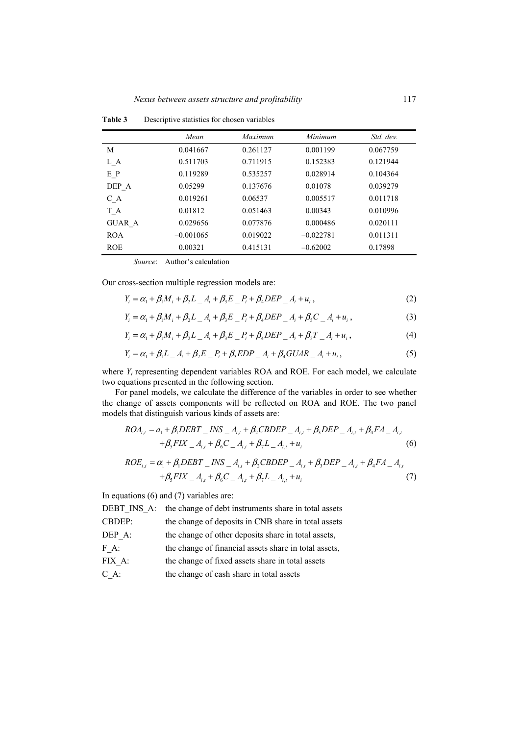**Table 3** Descriptive statistics for chosen variables

| | *Mean* | *Maximum* | *Minimum* | *Std. dev.* |
|---|---|---|---|---|
| M | 0.041667 | 0.261127 | 0.001199 | 0.067759 |
| L_A | 0.511703 | 0.711915 | 0.152383 | 0.121944 |
| E_P | 0.119289 | 0.535257 | 0.028914 | 0.104364 |
| DEP_A | 0.05299 | 0.137676 | 0.01078 | 0.039279 |
| C_A | 0.019261 | 0.06537 | 0.005517 | 0.011718 |
| T_A | 0.01812 | 0.051463 | 0.00343 | 0.010996 |
| GUAR_A | 0.029656 | 0.077876 | 0.000486 | 0.020111 |
| ROA | –0.001065 | 0.019022 | –0.022781 | 0.011311 |
| ROE | 0.00321 | 0.415131 | –0.62002 | 0.17898 |

*Source*: Author's calculation

Our cross-section multiple regression models are:

$$Y_i = \alpha_1 + \beta_1 M_i + \beta_2 L\_A_i + \beta_3 E\_P_i + \beta_4 DEP\_A_i + u_i, \tag{2}$$

$$Y_i = \alpha_1 + \beta_1 M_i + \beta_2 L\_A_i + \beta_3 E\_P_i + \beta_4 DEP\_A_i + \beta_5 C\_A_i + u_i, \tag{3}$$

$$Y_i = \alpha_1 + \beta_1 M_i + \beta_2 L\_A_i + \beta_3 E\_P_i + \beta_4 DEP\_A_i + \beta_5 T\_A_i + u_i, \tag{4}$$

$$Y_i = \alpha_1 + \beta_1 L\_A_i + \beta_2 E\_P_i + \beta_3 EDP\_A_i + \beta_4 GUAR\_A_i + u_i, \tag{5}$$

where $Y_i$ representing dependent variables ROA and ROE. For each model, we calculate two equations presented in the following section.

For panel models, we calculate the difference of the variables in order to see whether the change of assets components will be reflected on ROA and ROE. The two panel models that distinguish various kinds of assets are:

$$\begin{aligned} ROA_{i,t} = a_1 &+ \beta_1 DEBT\_INS\_A_{i,t} + \beta_2 CBDEP\_A_{i,t} + \beta_3 DEP\_A_{i,t} + \beta_4 FA\_A_{i,t} \\ &+ \beta_5 FIX\_A_{i,t} + \beta_6 C\_A_{i,t} + \beta_7 L\_A_{i,t} + u_i \end{aligned} \tag{6}$$

$$\begin{aligned} ROE_{i,t} = \alpha_1 &+ \beta_1 DEBT\_INS\_A_{i,t} + \beta_2 CBDEP\_A_{i,t} + \beta_3 DEP\_A_{i,t} + \beta_4 FA\_A_{i,t} \\ &+ \beta_5 FIX\_A_{i,t} + \beta_6 C\_A_{i,t} + \beta_7 L\_A_{i,t} + u_i \end{aligned} \tag{7}$$

In equations (6) and (7) variables are:

- DEBT_INS_A: the change of debt instruments share in total assets
- CBDEP: the change of deposits in CNB share in total assets
- DEP_A: the change of other deposits share in total assets,
- F_A: the change of financial assets share in total assets,
- FIX_A: the change of fixed assets share in total assets
- C_A: the change of cash share in total assets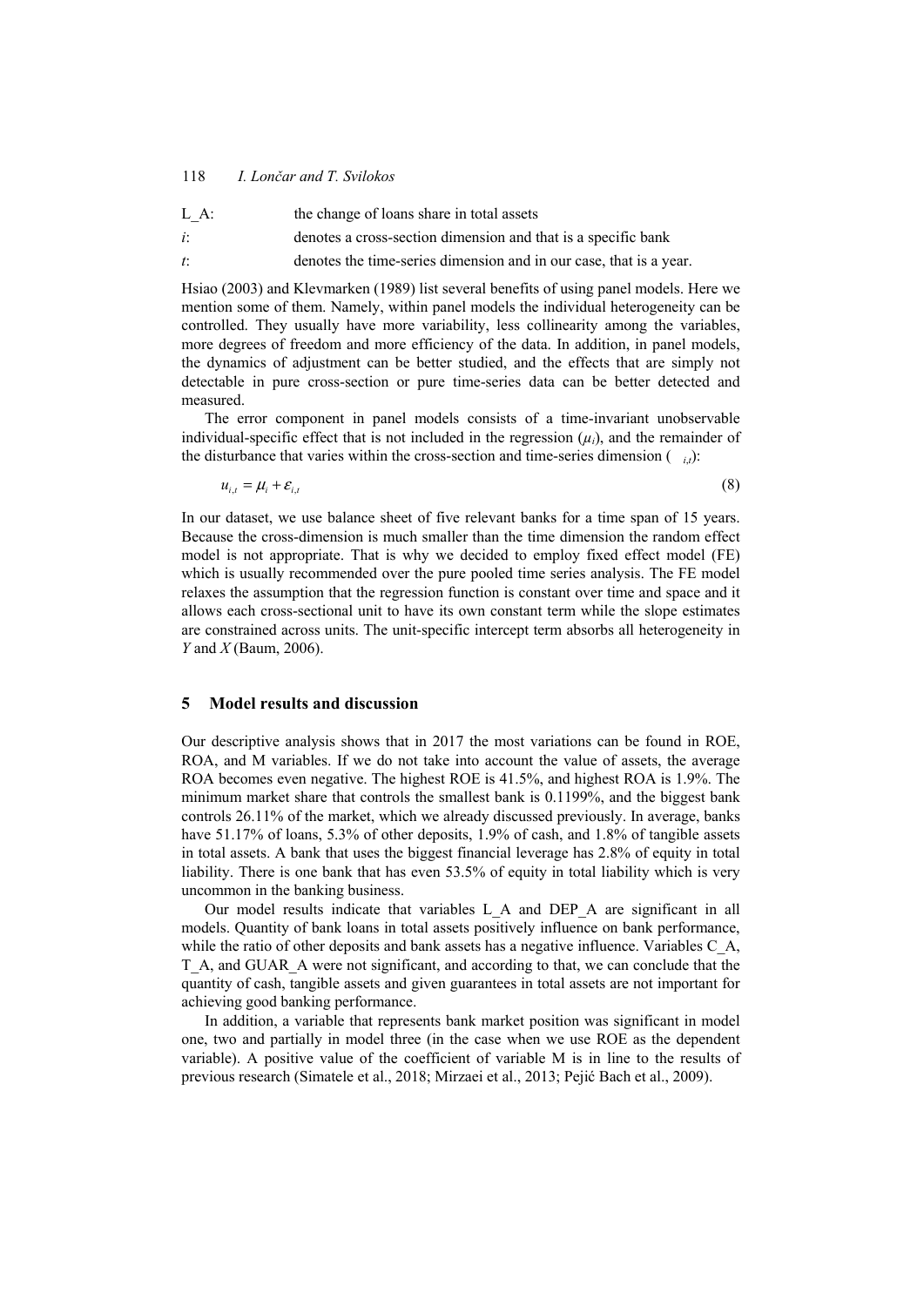L_A: the change of loans share in total assets

$i$: denotes a cross-section dimension and that is a specific bank

$t$: denotes the time-series dimension and in our case, that is a year.

Hsiao (2003) and Klevmarken (1989) list several benefits of using panel models. Here we mention some of them. Namely, within panel models the individual heterogeneity can be controlled. They usually have more variability, less collinearity among the variables, more degrees of freedom and more efficiency of the data. In addition, in panel models, the dynamics of adjustment can be better studied, and the effects that are simply not detectable in pure cross-section or pure time-series data can be better detected and measured.

The error component in panel models consists of a time-invariant unobservable individual-specific effect that is not included in the regression ($\mu_i$), and the remainder of the disturbance that varies within the cross-section and time-series dimension ($\varepsilon_{i,t}$):

$$u_{i,t} = \mu_i + \varepsilon_{i,t} \tag{8}$$

In our dataset, we use balance sheet of five relevant banks for a time span of 15 years. Because the cross-dimension is much smaller than the time dimension the random effect model is not appropriate. That is why we decided to employ fixed effect model (FE) which is usually recommended over the pure pooled time series analysis. The FE model relaxes the assumption that the regression function is constant over time and space and it allows each cross-sectional unit to have its own constant term while the slope estimates are constrained across units. The unit-specific intercept term absorbs all heterogeneity in *Y* and *X* (Baum, 2006).

## 5 Model results and discussion

Our descriptive analysis shows that in 2017 the most variations can be found in ROE, ROA, and M variables. If we do not take into account the value of assets, the average ROA becomes even negative. The highest ROE is 41.5%, and highest ROA is 1.9%. The minimum market share that controls the smallest bank is 0.1199%, and the biggest bank controls 26.11% of the market, which we already discussed previously. In average, banks have 51.17% of loans, 5.3% of other deposits, 1.9% of cash, and 1.8% of tangible assets in total assets. A bank that uses the biggest financial leverage has 2.8% of equity in total liability. There is one bank that has even 53.5% of equity in total liability which is very uncommon in the banking business.

Our model results indicate that variables L_A and DEP_A are significant in all models. Quantity of bank loans in total assets positively influence on bank performance, while the ratio of other deposits and bank assets has a negative influence. Variables C_A, T_A, and GUAR_A were not significant, and according to that, we can conclude that the quantity of cash, tangible assets and given guarantees in total assets are not important for achieving good banking performance.

In addition, a variable that represents bank market position was significant in model one, two and partially in model three (in the case when we use ROE as the dependent variable). A positive value of the coefficient of variable M is in line to the results of previous research (Simatele et al., 2018; Mirzaei et al., 2013; Pejić Bach et al., 2009).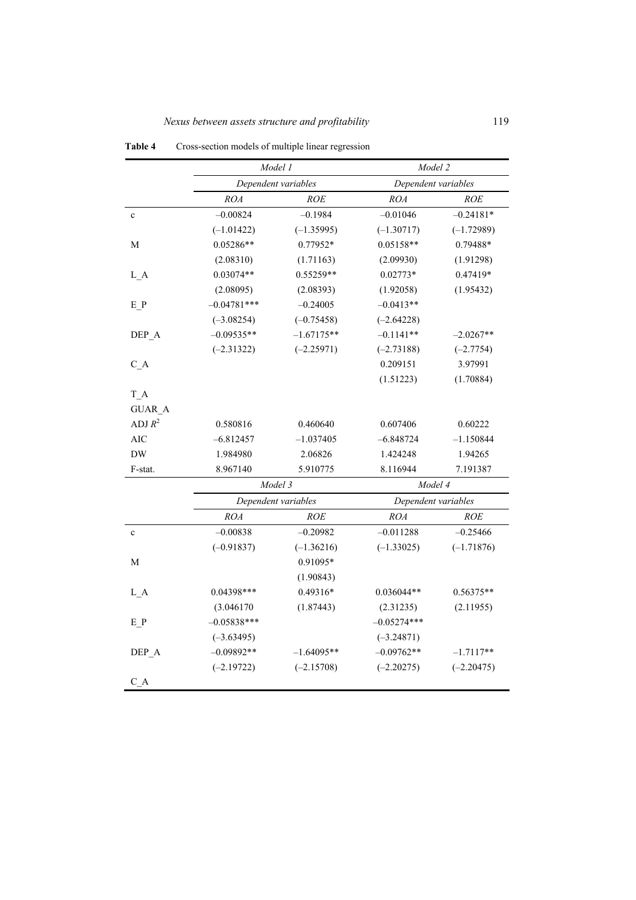**Table 4** Cross-section models of multiple linear regression

| | Model 1 | | Model 2 | |
|---|---|---|---|---|
| | Dependent variables | | Dependent variables | |
| | *ROA* | *ROE* | *ROA* | *ROE* |
| c | –0.00824 | –0.1984 | –0.01046 | –0.24181* |
| | (–1.01422) | (–1.35995) | (–1.30717) | (–1.72989) |
| M | 0.05286** | 0.77952* | 0.05158** | 0.79488* |
| | (2.08310) | (1.71163) | (2.09930) | (1.91298) |
| L_A | 0.03074** | 0.55259** | 0.02773* | 0.47419* |
| | (2.08095) | (2.08393) | (1.92058) | (1.95432) |
| E_P | –0.04781*** | –0.24005 | –0.0413** | |
| | (–3.08254) | (–0.75458) | (–2.64228) | |
| DEP_A | –0.09535** | –1.67175** | –0.1141** | –2.0267** |
| | (–2.31322) | (–2.25971) | (–2.73188) | (–2.7754) |
| C_A | | | 0.209151 | 3.97991 |
| | | | (1.51223) | (1.70884) |
| T_A | | | | |
| GUAR_A | | | | |
| ADJ $R^2$ | 0.580816 | 0.460640 | 0.607406 | 0.60222 |
| AIC | –6.812457 | –1.037405 | –6.848724 | –1.150844 |
| DW | 1.984980 | 2.06826 | 1.424248 | 1.94265 |
| F-stat. | 8.967140 | 5.910775 | 8.116944 | 7.191387 |
| | Model 3 | | Model 4 | |
| | Dependent variables | | Dependent variables | |
| | *ROA* | *ROE* | *ROA* | *ROE* |
| c | –0.00838 | –0.20982 | –0.011288 | –0.25466 |
| | (–0.91837) | (–1.36216) | (–1.33025) | (–1.71876) |
| M | | 0.91095* | | |
| | | (1.90843) | | |
| L_A | 0.04398*** | 0.49316* | 0.036044** | 0.56375** |
| | (3.046170 | (1.87443) | (2.31235) | (2.11955) |
| E_P | –0.05838*** | | –0.05274*** | |
| | (–3.63495) | | (–3.24871) | |
| DEP_A | –0.09892** | –1.64095** | –0.09762** | –1.7117** |
| | (–2.19722) | (–2.15708) | (–2.20275) | (–2.20475) |
| C_A | | | | |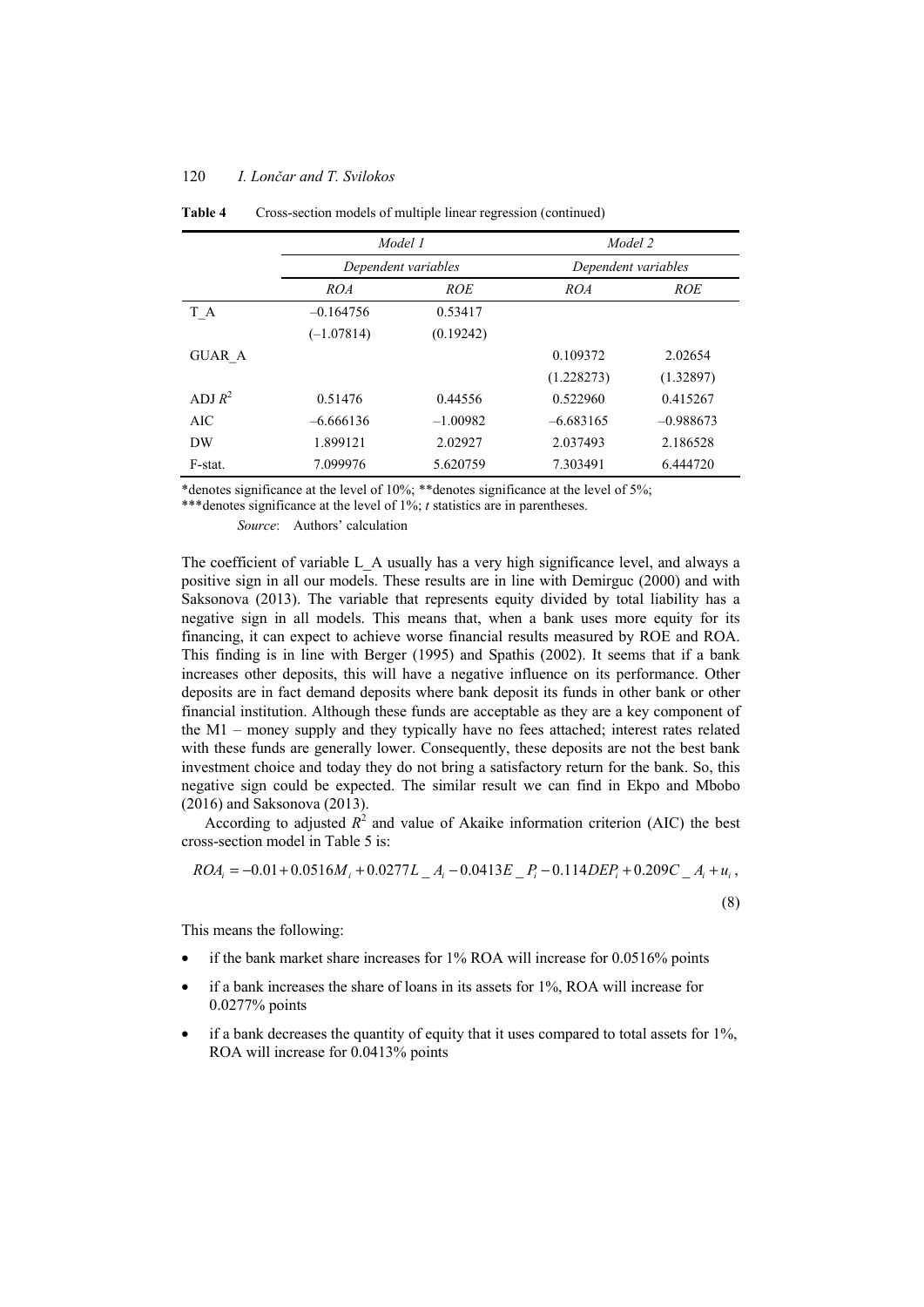**Table 4** Cross-section models of multiple linear regression (continued)

| | *Model 1* | | *Model 2* | |
|---|---|---|---|---|
| | *Dependent variables* | | *Dependent variables* | |
| | *ROA* | *ROE* | *ROA* | *ROE* |
| T_A | –0.164756 | 0.53417 | | |
| | (–1.07814) | (0.19242) | | |
| GUAR_A | | | 0.109372 | 2.02654 |
| | | | (1.228273) | (1.32897) |
| ADJ $R^2$ | 0.51476 | 0.44556 | 0.522960 | 0.415267 |
| AIC | –6.666136 | –1.00982 | –6.683165 | –0.988673 |
| DW | 1.899121 | 2.02927 | 2.037493 | 2.186528 |
| F-stat. | 7.099976 | 5.620759 | 7.303491 | 6.444720 |

*denotes significance at the level of 10%; **denotes significance at the level of 5%;
***denotes significance at the level of 1%; *t* statistics are in parentheses.

*Source*: Authors' calculation

The coefficient of variable L_A usually has a very high significance level, and always a positive sign in all our models. These results are in line with Demirguc (2000) and with Saksonova (2013). The variable that represents equity divided by total liability has a negative sign in all models. This means that, when a bank uses more equity for its financing, it can expect to achieve worse financial results measured by ROE and ROA. This finding is in line with Berger (1995) and Spathis (2002). It seems that if a bank increases other deposits, this will have a negative influence on its performance. Other deposits are in fact demand deposits where bank deposit its funds in other bank or other financial institution. Although these funds are acceptable as they are a key component of the M1 – money supply and they typically have no fees attached; interest rates related with these funds are generally lower. Consequently, these deposits are not the best bank investment choice and today they do not bring a satisfactory return for the bank. So, this negative sign could be expected. The similar result we can find in Ekpo and Mbobo (2016) and Saksonova (2013).

According to adjusted $R^2$ and value of Akaike information criterion (AIC) the best cross-section model in Table 5 is:

$$ROA_i = -0.01 + 0.0516M_i + 0.0277L\_A_i - 0.0413E\_P_i - 0.114DEP_i + 0.209C\_A_i + u_i, \tag{8}$$

This means the following:

- if the bank market share increases for 1% ROA will increase for 0.0516% points
- if a bank increases the share of loans in its assets for 1%, ROA will increase for 0.0277% points
- if a bank decreases the quantity of equity that it uses compared to total assets for 1%, ROA will increase for 0.0413% points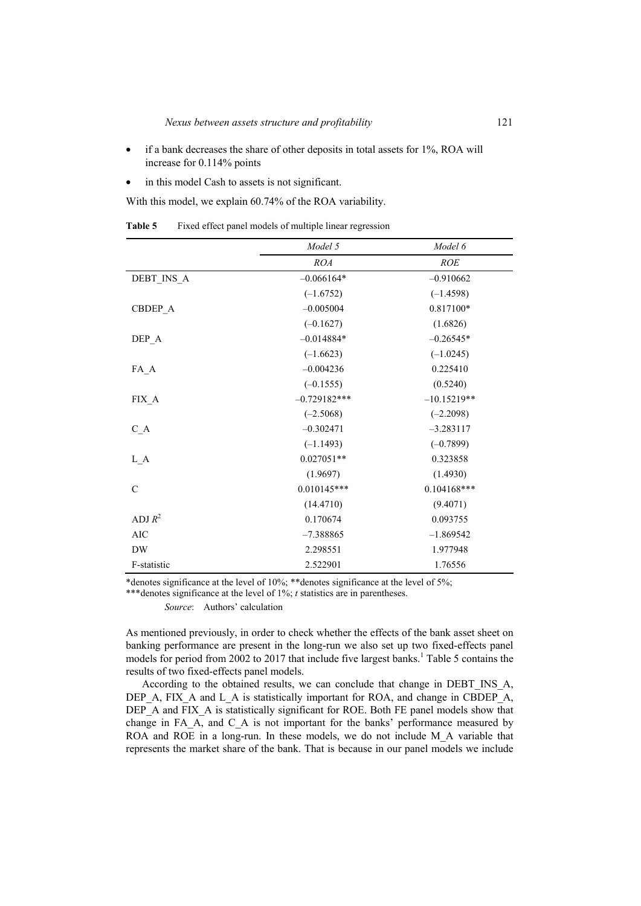- if a bank decreases the share of other deposits in total assets for 1%, ROA will increase for 0.114% points
- in this model Cash to assets is not significant.

With this model, we explain 60.74% of the ROA variability.

**Table 5** Fixed effect panel models of multiple linear regression

| | *Model 5* | *Model 6* |
|---|---|---|
| | *ROA* | *ROE* |
| DEBT_INS_A | –0.066164* | –0.910662 |
| | (–1.6752) | (–1.4598) |
| CBDEP_A | –0.005004 | 0.817100* |
| | (–0.1627) | (1.6826) |
| DEP_A | –0.014884* | –0.26545* |
| | (–1.6623) | (–1.0245) |
| FA_A | –0.004236 | 0.225410 |
| | (–0.1555) | (0.5240) |
| FIX_A | –0.729182*** | –10.15219** |
| | (–2.5068) | (–2.2098) |
| C_A | –0.302471 | –3.283117 |
| | (–1.1493) | (–0.7899) |
| L_A | 0.027051** | 0.323858 |
| | (1.9697) | (1.4930) |
| C | 0.010145*** | 0.104168*** |
| | (14.4710) | (9.4071) |
| ADJ $R^2$ | 0.170674 | 0.093755 |
| AIC | –7.388865 | –1.869542 |
| DW | 2.298551 | 1.977948 |
| F-statistic | 2.522901 | 1.76556 |

*denotes significance at the level of 10%; **denotes significance at the level of 5%;
***denotes significance at the level of 1%; *t* statistics are in parentheses.

*Source*: Authors' calculation

As mentioned previously, in order to check whether the effects of the bank asset sheet on banking performance are present in the long-run we also set up two fixed-effects panel models for period from 2002 to 2017 that include five largest banks.[1] Table 5 contains the results of two fixed-effects panel models.

According to the obtained results, we can conclude that change in DEBT_INS_A, DEP_A, FIX_A and L_A is statistically important for ROA, and change in CBDEP_A, DEP_A and FIX_A is statistically significant for ROE. Both FE panel models show that change in FA_A, and C_A is not important for the banks' performance measured by ROA and ROE in a long-run. In these models, we do not include M_A variable that represents the market share of the bank. That is because in our panel models we include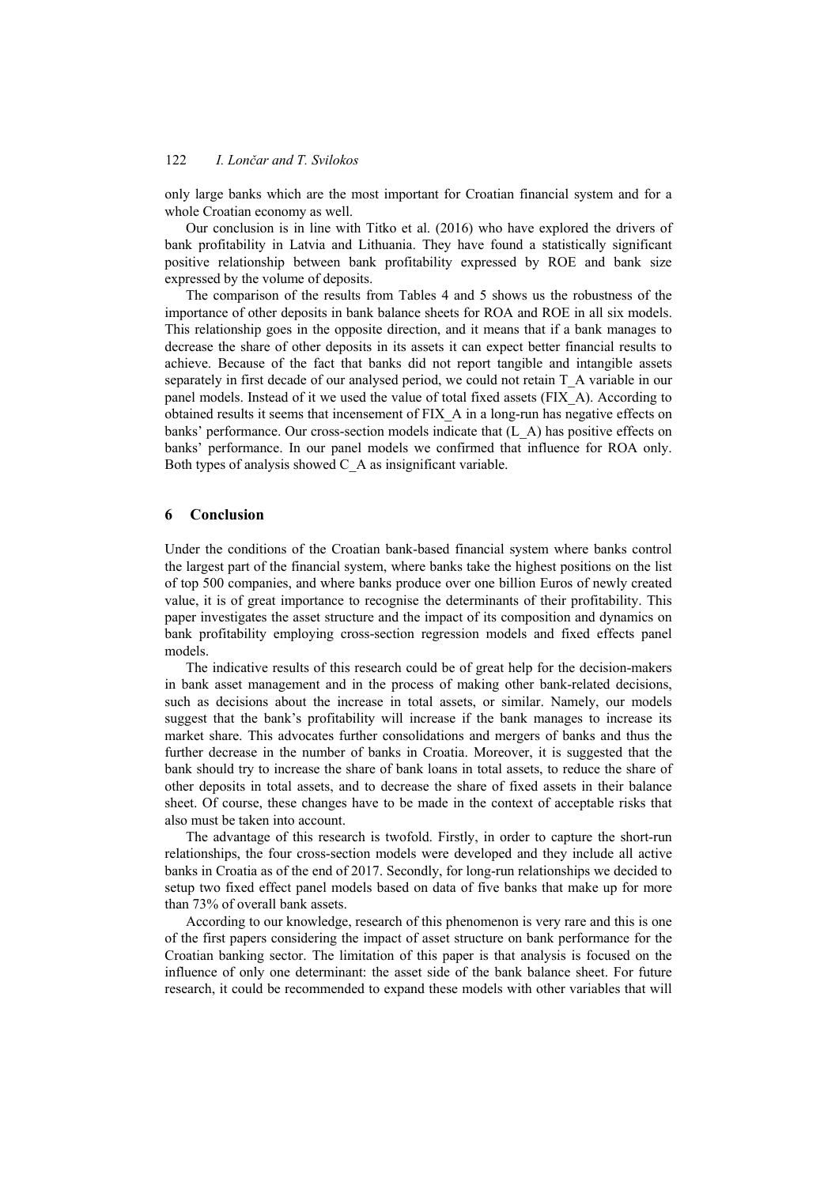only large banks which are the most important for Croatian financial system and for a whole Croatian economy as well.

Our conclusion is in line with Titko et al. (2016) who have explored the drivers of bank profitability in Latvia and Lithuania. They have found a statistically significant positive relationship between bank profitability expressed by ROE and bank size expressed by the volume of deposits.

The comparison of the results from Tables 4 and 5 shows us the robustness of the importance of other deposits in bank balance sheets for ROA and ROE in all six models. This relationship goes in the opposite direction, and it means that if a bank manages to decrease the share of other deposits in its assets it can expect better financial results to achieve. Because of the fact that banks did not report tangible and intangible assets separately in first decade of our analysed period, we could not retain T_A variable in our panel models. Instead of it we used the value of total fixed assets (FIX_A). According to obtained results it seems that incensement of FIX_A in a long-run has negative effects on banks' performance. Our cross-section models indicate that (L_A) has positive effects on banks' performance. In our panel models we confirmed that influence for ROA only. Both types of analysis showed C_A as insignificant variable.

## 6 Conclusion

Under the conditions of the Croatian bank-based financial system where banks control the largest part of the financial system, where banks take the highest positions on the list of top 500 companies, and where banks produce over one billion Euros of newly created value, it is of great importance to recognise the determinants of their profitability. This paper investigates the asset structure and the impact of its composition and dynamics on bank profitability employing cross-section regression models and fixed effects panel models.

The indicative results of this research could be of great help for the decision-makers in bank asset management and in the process of making other bank-related decisions, such as decisions about the increase in total assets, or similar. Namely, our models suggest that the bank's profitability will increase if the bank manages to increase its market share. This advocates further consolidations and mergers of banks and thus the further decrease in the number of banks in Croatia. Moreover, it is suggested that the bank should try to increase the share of bank loans in total assets, to reduce the share of other deposits in total assets, and to decrease the share of fixed assets in their balance sheet. Of course, these changes have to be made in the context of acceptable risks that also must be taken into account.

The advantage of this research is twofold. Firstly, in order to capture the short-run relationships, the four cross-section models were developed and they include all active banks in Croatia as of the end of 2017. Secondly, for long-run relationships we decided to setup two fixed effect panel models based on data of five banks that make up for more than 73% of overall bank assets.

According to our knowledge, research of this phenomenon is very rare and this is one of the first papers considering the impact of asset structure on bank performance for the Croatian banking sector. The limitation of this paper is that analysis is focused on the influence of only one determinant: the asset side of the bank balance sheet. For future research, it could be recommended to expand these models with other variables that will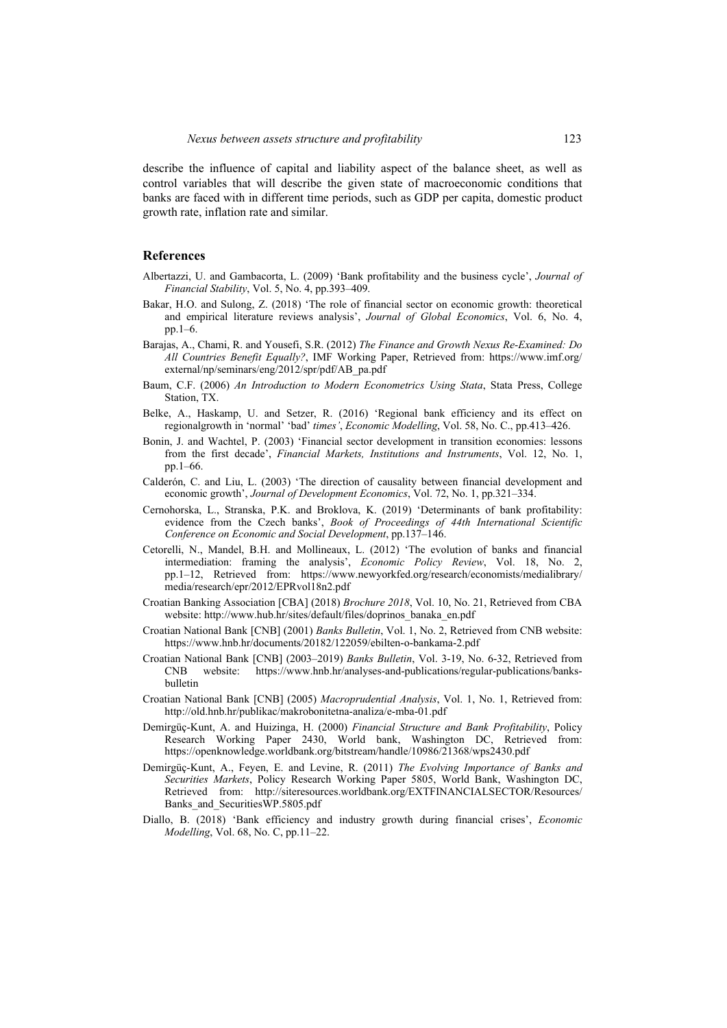describe the influence of capital and liability aspect of the balance sheet, as well as control variables that will describe the given state of macroeconomic conditions that banks are faced with in different time periods, such as GDP per capita, domestic product growth rate, inflation rate and similar.

## References

Albertazzi, U. and Gambacorta, L. (2009) 'Bank profitability and the business cycle', *Journal of Financial Stability*, Vol. 5, No. 4, pp.393–409.

Bakar, H.O. and Sulong, Z. (2018) 'The role of financial sector on economic growth: theoretical and empirical literature reviews analysis', *Journal of Global Economics*, Vol. 6, No. 4, pp.1–6.

Barajas, A., Chami, R. and Yousefi, S.R. (2012) *The Finance and Growth Nexus Re-Examined: Do All Countries Benefit Equally?*, IMF Working Paper, Retrieved from: https://www.imf.org/external/np/seminars/eng/2012/spr/pdf/AB_pa.pdf

Baum, C.F. (2006) *An Introduction to Modern Econometrics Using Stata*, Stata Press, College Station, TX.

Belke, A., Haskamp, U. and Setzer, R. (2016) 'Regional bank efficiency and its effect on regionalgrowth in 'normal' 'bad' *times'*, *Economic Modelling*, Vol. 58, No. C., pp.413–426.

Bonin, J. and Wachtel, P. (2003) 'Financial sector development in transition economies: lessons from the first decade', *Financial Markets, Institutions and Instruments*, Vol. 12, No. 1, pp.1–66.

Calderón, C. and Liu, L. (2003) 'The direction of causality between financial development and economic growth', *Journal of Development Economics*, Vol. 72, No. 1, pp.321–334.

Cernohorska, L., Stranska, P.K. and Broklova, K. (2019) 'Determinants of bank profitability: evidence from the Czech banks', *Book of Proceedings of 44th International Scientific Conference on Economic and Social Development*, pp.137–146.

Cetorelli, N., Mandel, B.H. and Mollineaux, L. (2012) 'The evolution of banks and financial intermediation: framing the analysis', *Economic Policy Review*, Vol. 18, No. 2, pp.1–12, Retrieved from: https://www.newyorkfed.org/research/economists/medialibrary/media/research/epr/2012/EPRvol18n2.pdf

Croatian Banking Association [CBA] (2018) *Brochure 2018*, Vol. 10, No. 21, Retrieved from CBA website: http://www.hub.hr/sites/default/files/doprinos_banaka_en.pdf

Croatian National Bank [CNB] (2001) *Banks Bulletin*, Vol. 1, No. 2, Retrieved from CNB website: https://www.hnb.hr/documents/20182/122059/ebilten-o-bankama-2.pdf

Croatian National Bank [CNB] (2003–2019) *Banks Bulletin*, Vol. 3-19, No. 6-32, Retrieved from CNB website: https://www.hnb.hr/analyses-and-publications/regular-publications/banks-bulletin

Croatian National Bank [CNB] (2005) *Macroprudential Analysis*, Vol. 1, No. 1, Retrieved from: http://old.hnb.hr/publikac/makrobonitetna-analiza/e-mba-01.pdf

Demirgüç-Kunt, A. and Huizinga, H. (2000) *Financial Structure and Bank Profitability*, Policy Research Working Paper 2430, World bank, Washington DC, Retrieved from: https://openknowledge.worldbank.org/bitstream/handle/10986/21368/wps2430.pdf

Demirgüç-Kunt, A., Feyen, E. and Levine, R. (2011) *The Evolving Importance of Banks and Securities Markets*, Policy Research Working Paper 5805, World Bank, Washington DC, Retrieved from: http://siteresources.worldbank.org/EXTFINANCIALSECTOR/Resources/Banks_and_SecuritiesWP.5805.pdf

Diallo, B. (2018) 'Bank efficiency and industry growth during financial crises', *Economic Modelling*, Vol. 68, No. C, pp.11–22.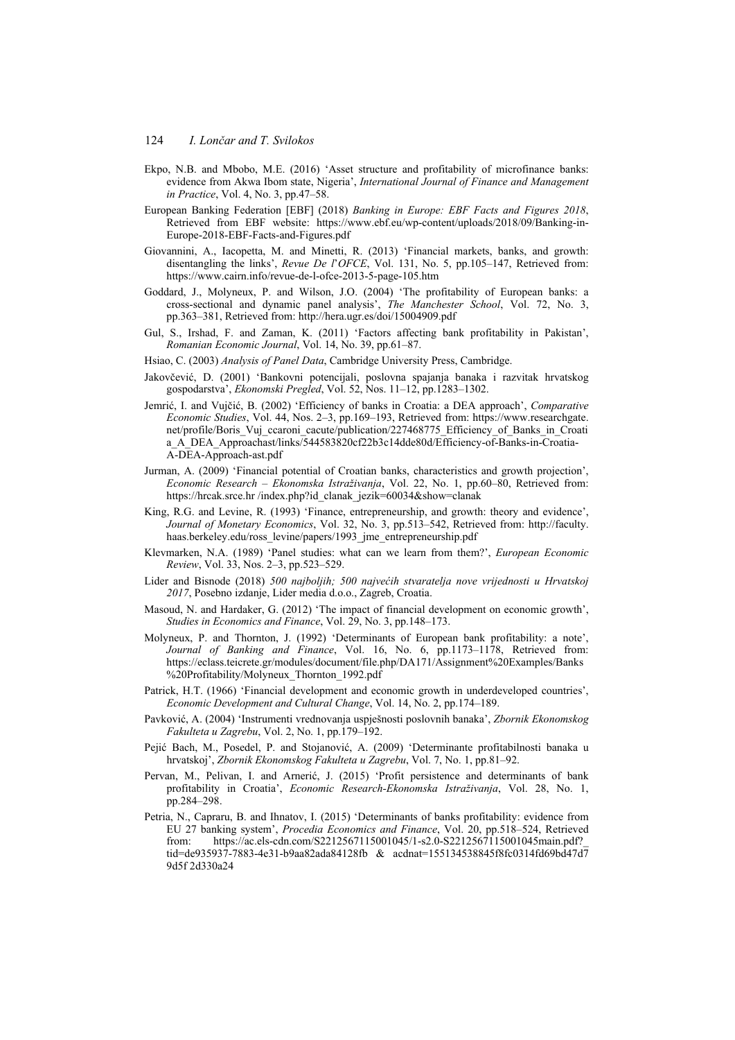Ekpo, N.B. and Mbobo, M.E. (2016) 'Asset structure and profitability of microfinance banks: evidence from Akwa Ibom state, Nigeria', *International Journal of Finance and Management in Practice*, Vol. 4, No. 3, pp.47–58.

European Banking Federation [EBF] (2018) *Banking in Europe: EBF Facts and Figures 2018*, Retrieved from EBF website: https://www.ebf.eu/wp-content/uploads/2018/09/Banking-in-Europe-2018-EBF-Facts-and-Figures.pdf

Giovannini, A., Iacopetta, M. and Minetti, R. (2013) 'Financial markets, banks, and growth: disentangling the links', *Revue De l'OFCE*, Vol. 131, No. 5, pp.105–147, Retrieved from: https://www.cairn.info/revue-de-l-ofce-2013-5-page-105.htm

Goddard, J., Molyneux, P. and Wilson, J.O. (2004) 'The profitability of European banks: a cross-sectional and dynamic panel analysis', *The Manchester School*, Vol. 72, No. 3, pp.363–381, Retrieved from: http://hera.ugr.es/doi/15004909.pdf

Gul, S., Irshad, F. and Zaman, K. (2011) 'Factors affecting bank profitability in Pakistan', *Romanian Economic Journal*, Vol. 14, No. 39, pp.61–87.

Hsiao, C. (2003) *Analysis of Panel Data*, Cambridge University Press, Cambridge.

Jakovčević, D. (2001) 'Bankovni potencijali, poslovna spajanja banaka i razvitak hrvatskog gospodarstva', *Ekonomski Pregled*, Vol. 52, Nos. 11–12, pp.1283–1302.

Jemrić, I. and Vujčić, B. (2002) 'Efficiency of banks in Croatia: a DEA approach', *Comparative Economic Studies*, Vol. 44, Nos. 2–3, pp.169–193, Retrieved from: https://www.researchgate.net/profile/Boris_Vuj_ccaroni_cacute/publication/227468775_Efficiency_of_Banks_in_Croatia_A_DEA_Approachast/links/544583820cf22b3c14dde80d/Efficiency-of-Banks-in-Croatia-A-DEA-Approach-ast.pdf

Jurman, A. (2009) 'Financial potential of Croatian banks, characteristics and growth projection', *Economic Research – Ekonomska Istraživanja*, Vol. 22, No. 1, pp.60–80, Retrieved from: https://hrcak.srce.hr /index.php?id_clanak_jezik=60034&show=clanak

King, R.G. and Levine, R. (1993) 'Finance, entrepreneurship, and growth: theory and evidence', *Journal of Monetary Economics*, Vol. 32, No. 3, pp.513–542, Retrieved from: http://faculty.haas.berkeley.edu/ross_levine/papers/1993_jme_entrepreneurship.pdf

Klevmarken, N.A. (1989) 'Panel studies: what can we learn from them?', *European Economic Review*, Vol. 33, Nos. 2–3, pp.523–529.

Lider and Bisnode (2018) *500 najboljih; 500 najvećih stvaratelja nove vrijednosti u Hrvatskoj 2017*, Posebno izdanje, Lider media d.o.o., Zagreb, Croatia.

Masoud, N. and Hardaker, G. (2012) 'The impact of financial development on economic growth', *Studies in Economics and Finance*, Vol. 29, No. 3, pp.148–173.

Molyneux, P. and Thornton, J. (1992) 'Determinants of European bank profitability: a note', *Journal of Banking and Finance*, Vol. 16, No. 6, pp.1173–1178, Retrieved from: https://eclass.teicrete.gr/modules/document/file.php/DA171/Assignment%20Examples/Banks%20Profitability/Molyneux_Thornton_1992.pdf

Patrick, H.T. (1966) 'Financial development and economic growth in underdeveloped countries', *Economic Development and Cultural Change*, Vol. 14, No. 2, pp.174–189.

Pavković, A. (2004) 'Instrumenti vrednovanja uspješnosti poslovnih banaka', *Zbornik Ekonomskog Fakulteta u Zagrebu*, Vol. 2, No. 1, pp.179–192.

Pejić Bach, M., Posedel, P. and Stojanović, A. (2009) 'Determinante profitabilnosti banaka u hrvatskoj', *Zbornik Ekonomskog Fakulteta u Zagrebu*, Vol. 7, No. 1, pp.81–92.

Pervan, M., Pelivan, I. and Arnerić, J. (2015) 'Profit persistence and determinants of bank profitability in Croatia', *Economic Research-Ekonomska Istraživanja*, Vol. 28, No. 1, pp.284–298.

Petria, N., Capraru, B. and Ihnatov, I. (2015) 'Determinants of banks profitability: evidence from EU 27 banking system', *Procedia Economics and Finance*, Vol. 20, pp.518–524, Retrieved from: https://ac.els-cdn.com/S2212567115001045/1-s2.0-S2212567115001045main.pdf?_tid=de935937-7883-4e31-b9aa82ada84128fb & acdnat=155134538845f8fc0314fd69bd47d79d5f 2d330a24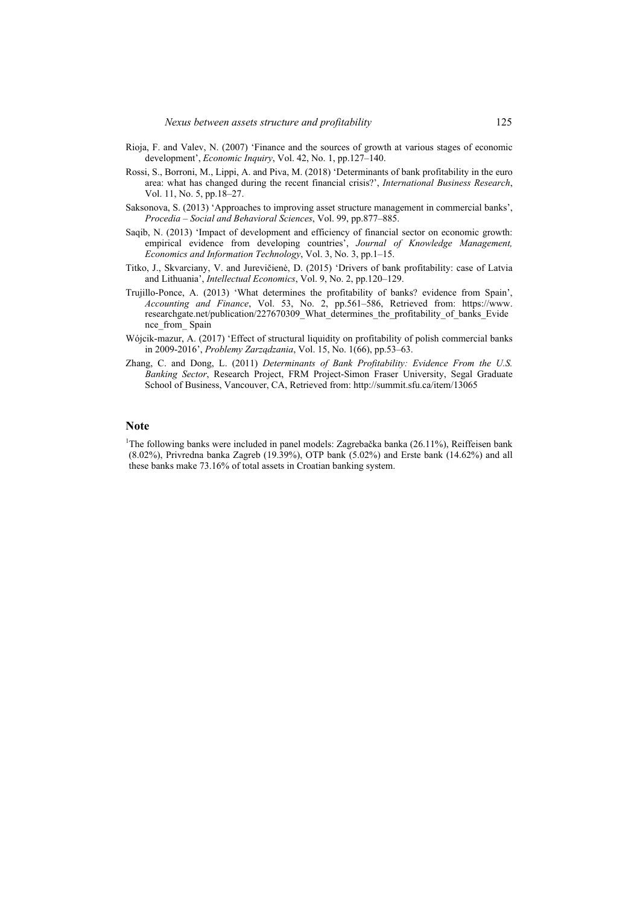Rioja, F. and Valev, N. (2007) 'Finance and the sources of growth at various stages of economic development', *Economic Inquiry*, Vol. 42, No. 1, pp.127–140.

Rossi, S., Borroni, M., Lippi, A. and Piva, M. (2018) 'Determinants of bank profitability in the euro area: what has changed during the recent financial crisis?', *International Business Research*, Vol. 11, No. 5, pp.18–27.

Saksonova, S. (2013) 'Approaches to improving asset structure management in commercial banks', *Procedia – Social and Behavioral Sciences*, Vol. 99, pp.877–885.

Saqib, N. (2013) 'Impact of development and efficiency of financial sector on economic growth: empirical evidence from developing countries', *Journal of Knowledge Management, Economics and Information Technology*, Vol. 3, No. 3, pp.1–15.

Titko, J., Skvarciany, V. and Jurevičienė, D. (2015) 'Drivers of bank profitability: case of Latvia and Lithuania', *Intellectual Economics*, Vol. 9, No. 2, pp.120–129.

Trujillo-Ponce, A. (2013) 'What determines the profitability of banks? evidence from Spain', *Accounting and Finance*, Vol. 53, No. 2, pp.561–586, Retrieved from: https://www.researchgate.net/publication/227670309_What_determines_the_profitability_of_banks_Evidence_from_ Spain

Wójcik-mazur, A. (2017) 'Effect of structural liquidity on profitability of polish commercial banks in 2009-2016', *Problemy Zarządzania*, Vol. 15, No. 1(66), pp.53–63.

Zhang, C. and Dong, L. (2011) *Determinants of Bank Profitability: Evidence From the U.S. Banking Sector*, Research Project, FRM Project-Simon Fraser University, Segal Graduate School of Business, Vancouver, CA, Retrieved from: http://summit.sfu.ca/item/13065

## Note

[1]The following banks were included in panel models: Zagrebačka banka (26.11%), Reiffeisen bank (8.02%), Privredna banka Zagreb (19.39%), OTP bank (5.02%) and Erste bank (14.62%) and all these banks make 73.16% of total assets in Croatian banking system.